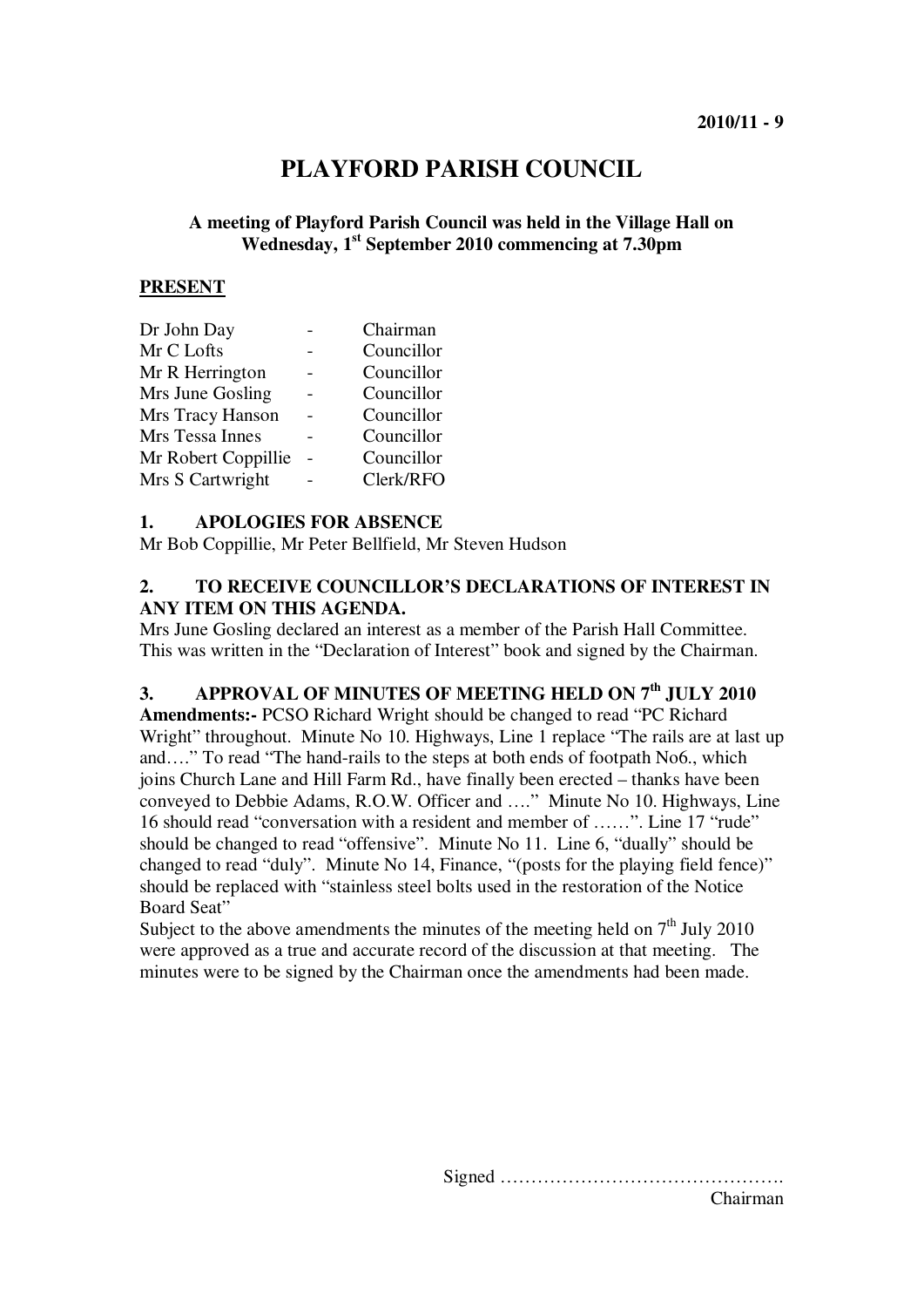# PLAYFORD PARISH COUNCIL

**A meeting of Playford Parish Council was held in the Village Hall on Wednesday, 1st September 2010 commencing at 7.30pm**

## PRESENT

| | | |
|---|---|---|
| Dr John Day | - | Chairman |
| Mr C Lofts | - | Councillor |
| Mr R Herrington | - | Councillor |
| Mrs June Gosling | - | Councillor |
| Mrs Tracy Hanson | - | Councillor |
| Mrs Tessa Innes | - | Councillor |
| Mr Robert Coppillie | - | Councillor |
| Mrs S Cartwright | - | Clerk/RFO |

### 1. APOLOGIES FOR ABSENCE

Mr Bob Coppillie, Mr Peter Bellfield, Mr Steven Hudson

### 2. TO RECEIVE COUNCILLOR'S DECLARATIONS OF INTEREST IN ANY ITEM ON THIS AGENDA.

Mrs June Gosling declared an interest as a member of the Parish Hall Committee. This was written in the "Declaration of Interest" book and signed by the Chairman.

### 3. APPROVAL OF MINUTES OF MEETING HELD ON 7th JULY 2010

**Amendments:-** PCSO Richard Wright should be changed to read "PC Richard Wright" throughout. Minute No 10. Highways, Line 1 replace "The rails are at last up and…." To read "The hand-rails to the steps at both ends of footpath No6., which joins Church Lane and Hill Farm Rd., have finally been erected – thanks have been conveyed to Debbie Adams, R.O.W. Officer and …." Minute No 10. Highways, Line 16 should read "conversation with a resident and member of ……". Line 17 "rude" should be changed to read "offensive". Minute No 11. Line 6, "dually" should be changed to read "duly". Minute No 14, Finance, "(posts for the playing field fence)" should be replaced with "stainless steel bolts used in the restoration of the Notice Board Seat"

Subject to the above amendments the minutes of the meeting held on 7th July 2010 were approved as a true and accurate record of the discussion at that meeting. The minutes were to be signed by the Chairman once the amendments had been made.

Signed ……………………………………….
Chairman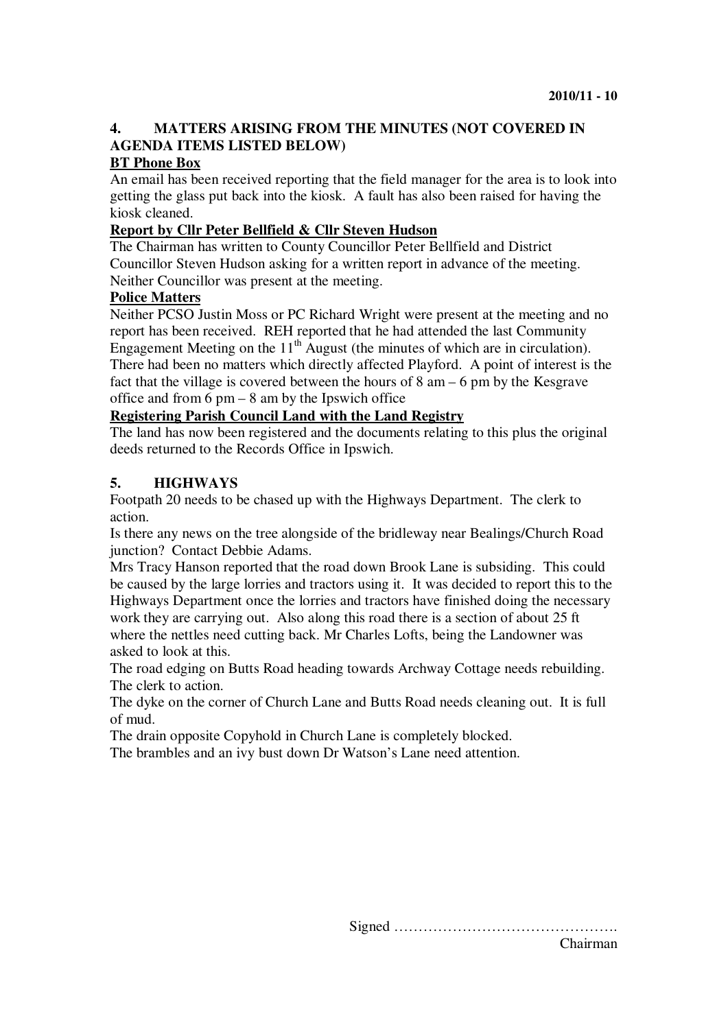## 4. MATTERS ARISING FROM THE MINUTES (NOT COVERED IN AGENDA ITEMS LISTED BELOW)

**BT Phone Box**

An email has been received reporting that the field manager for the area is to look into getting the glass put back into the kiosk. A fault has also been raised for having the kiosk cleaned.

**Report by Cllr Peter Bellfield & Cllr Steven Hudson**

The Chairman has written to County Councillor Peter Bellfield and District Councillor Steven Hudson asking for a written report in advance of the meeting. Neither Councillor was present at the meeting.

**Police Matters**

Neither PCSO Justin Moss or PC Richard Wright were present at the meeting and no report has been received. REH reported that he had attended the last Community Engagement Meeting on the 11th August (the minutes of which are in circulation). There had been no matters which directly affected Playford. A point of interest is the fact that the village is covered between the hours of 8 am – 6 pm by the Kesgrave office and from 6 pm – 8 am by the Ipswich office

**Registering Parish Council Land with the Land Registry**

The land has now been registered and the documents relating to this plus the original deeds returned to the Records Office in Ipswich.

## 5. HIGHWAYS

Footpath 20 needs to be chased up with the Highways Department. The clerk to action.

Is there any news on the tree alongside of the bridleway near Bealings/Church Road junction? Contact Debbie Adams.

Mrs Tracy Hanson reported that the road down Brook Lane is subsiding. This could be caused by the large lorries and tractors using it. It was decided to report this to the Highways Department once the lorries and tractors have finished doing the necessary work they are carrying out. Also along this road there is a section of about 25 ft where the nettles need cutting back. Mr Charles Lofts, being the Landowner was asked to look at this.

The road edging on Butts Road heading towards Archway Cottage needs rebuilding. The clerk to action.

The dyke on the corner of Church Lane and Butts Road needs cleaning out. It is full of mud.

The drain opposite Copyhold in Church Lane is completely blocked.

The brambles and an ivy bust down Dr Watson's Lane need attention.

Signed ………………………………………. Chairman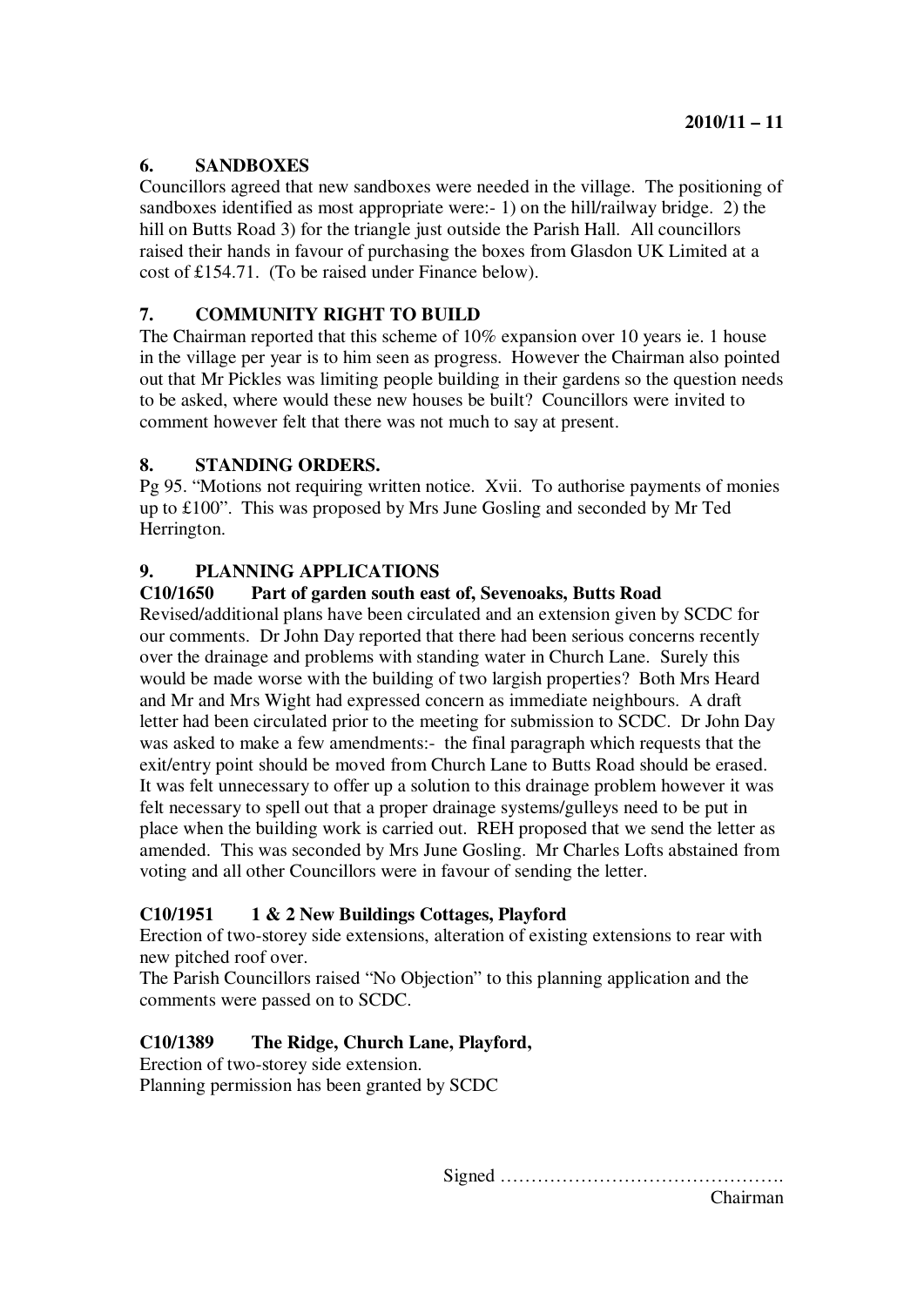## 6. SANDBOXES

Councillors agreed that new sandboxes were needed in the village. The positioning of sandboxes identified as most appropriate were:- 1) on the hill/railway bridge. 2) the hill on Butts Road 3) for the triangle just outside the Parish Hall. All councillors raised their hands in favour of purchasing the boxes from Glasdon UK Limited at a cost of £154.71. (To be raised under Finance below).

## 7. COMMUNITY RIGHT TO BUILD

The Chairman reported that this scheme of 10% expansion over 10 years ie. 1 house in the village per year is to him seen as progress. However the Chairman also pointed out that Mr Pickles was limiting people building in their gardens so the question needs to be asked, where would these new houses be built? Councillors were invited to comment however felt that there was not much to say at present.

## 8. STANDING ORDERS.

Pg 95. "Motions not requiring written notice. Xvii. To authorise payments of monies up to £100". This was proposed by Mrs June Gosling and seconded by Mr Ted Herrington.

## 9. PLANNING APPLICATIONS

### C10/1650 Part of garden south east of, Sevenoaks, Butts Road

Revised/additional plans have been circulated and an extension given by SCDC for our comments. Dr John Day reported that there had been serious concerns recently over the drainage and problems with standing water in Church Lane. Surely this would be made worse with the building of two largish properties? Both Mrs Heard and Mr and Mrs Wight had expressed concern as immediate neighbours. A draft letter had been circulated prior to the meeting for submission to SCDC. Dr John Day was asked to make a few amendments:- the final paragraph which requests that the exit/entry point should be moved from Church Lane to Butts Road should be erased. It was felt unnecessary to offer up a solution to this drainage problem however it was felt necessary to spell out that a proper drainage systems/gulleys need to be put in place when the building work is carried out. REH proposed that we send the letter as amended. This was seconded by Mrs June Gosling. Mr Charles Lofts abstained from voting and all other Councillors were in favour of sending the letter.

### C10/1951 1 & 2 New Buildings Cottages, Playford

Erection of two-storey side extensions, alteration of existing extensions to rear with new pitched roof over.

The Parish Councillors raised "No Objection" to this planning application and the comments were passed on to SCDC.

### C10/1389 The Ridge, Church Lane, Playford,

Erection of two-storey side extension.

Planning permission has been granted by SCDC

Signed ……………………………………….
Chairman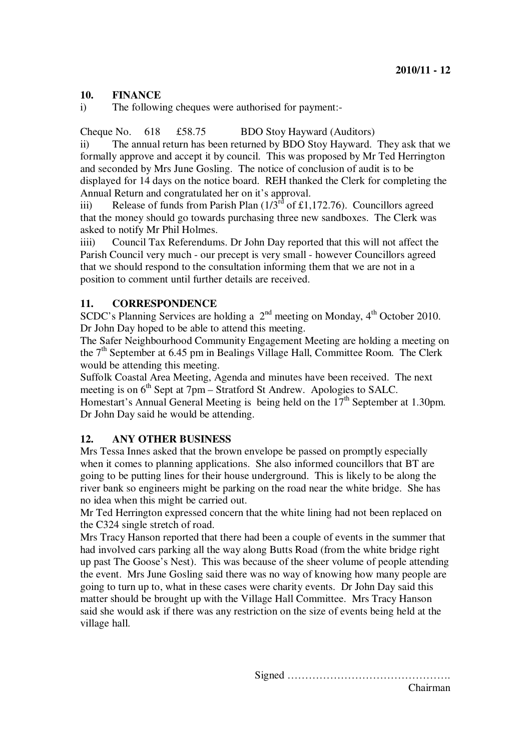**2010/11 - 12**

## 10. FINANCE

i) The following cheques were authorised for payment:-

Cheque No. 618 £58.75 BDO Stoy Hayward (Auditors)

ii) The annual return has been returned by BDO Stoy Hayward. They ask that we formally approve and accept it by council. This was proposed by Mr Ted Herrington and seconded by Mrs June Gosling. The notice of conclusion of audit is to be displayed for 14 days on the notice board. REH thanked the Clerk for completing the Annual Return and congratulated her on it's approval.

iii) Release of funds from Parish Plan (1/3rd of £1,172.76). Councillors agreed that the money should go towards purchasing three new sandboxes. The Clerk was asked to notify Mr Phil Holmes.

iiii) Council Tax Referendums. Dr John Day reported that this will not affect the Parish Council very much - our precept is very small - however Councillors agreed that we should respond to the consultation informing them that we are not in a position to comment until further details are received.

## 11. CORRESPONDENCE

SCDC's Planning Services are holding a 2nd meeting on Monday, 4th October 2010. Dr John Day hoped to be able to attend this meeting.

The Safer Neighbourhood Community Engagement Meeting are holding a meeting on the 7th September at 6.45 pm in Bealings Village Hall, Committee Room. The Clerk would be attending this meeting.

Suffolk Coastal Area Meeting, Agenda and minutes have been received. The next meeting is on 6th Sept at 7pm – Stratford St Andrew. Apologies to SALC.

Homestart's Annual General Meeting is being held on the 17th September at 1.30pm. Dr John Day said he would be attending.

## 12. ANY OTHER BUSINESS

Mrs Tessa Innes asked that the brown envelope be passed on promptly especially when it comes to planning applications. She also informed councillors that BT are going to be putting lines for their house underground. This is likely to be along the river bank so engineers might be parking on the road near the white bridge. She has no idea when this might be carried out.

Mr Ted Herrington expressed concern that the white lining had not been replaced on the C324 single stretch of road.

Mrs Tracy Hanson reported that there had been a couple of events in the summer that had involved cars parking all the way along Butts Road (from the white bridge right up past The Goose's Nest). This was because of the sheer volume of people attending the event. Mrs June Gosling said there was no way of knowing how many people are going to turn up to, what in these cases were charity events. Dr John Day said this matter should be brought up with the Village Hall Committee. Mrs Tracy Hanson said she would ask if there was any restriction on the size of events being held at the village hall.

Signed ……………………………………….
Chairman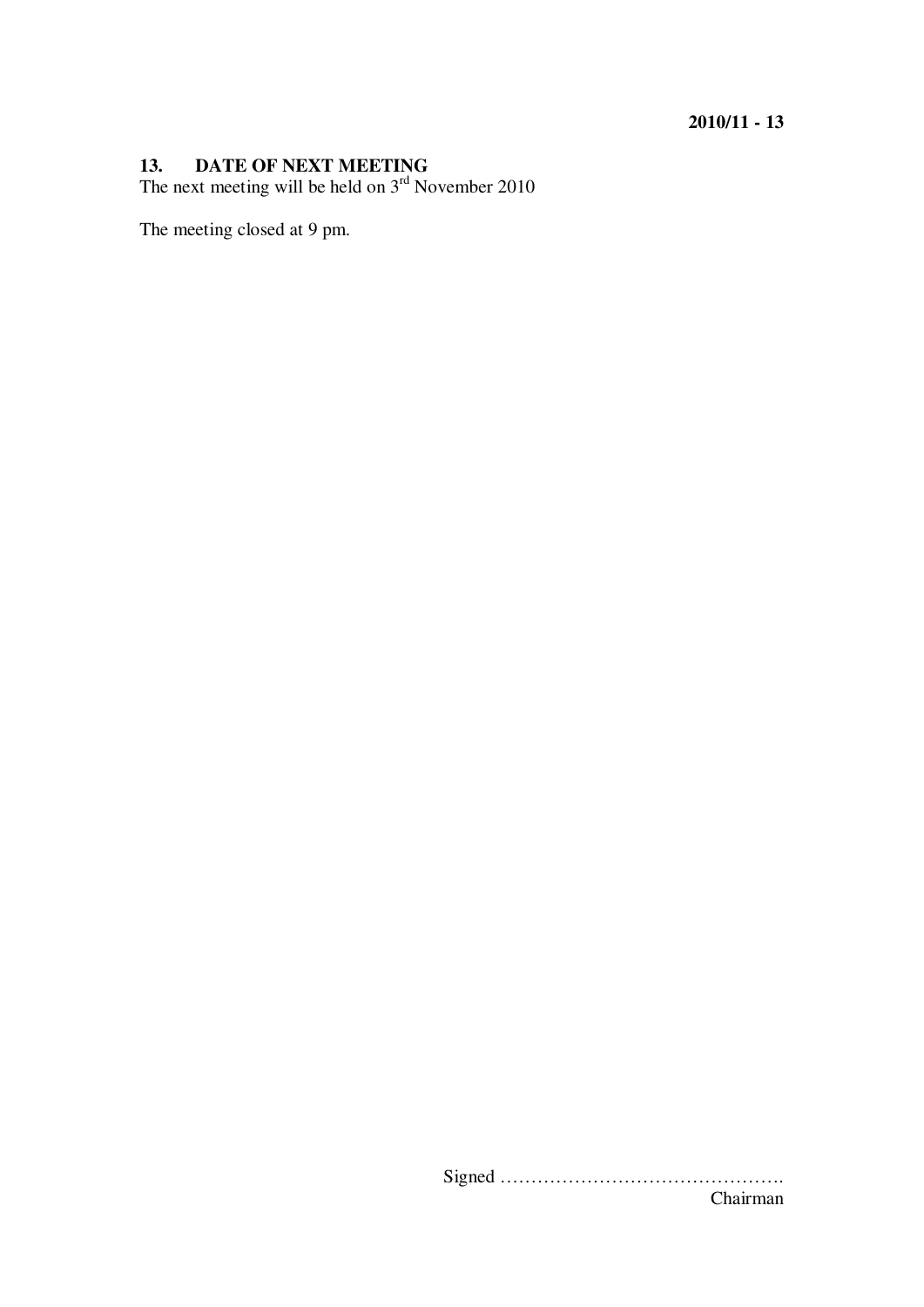**2010/11 - 13**

## 13. DATE OF NEXT MEETING

The next meeting will be held on 3rd November 2010

The meeting closed at 9 pm.

Signed ……………………………………….
Chairman